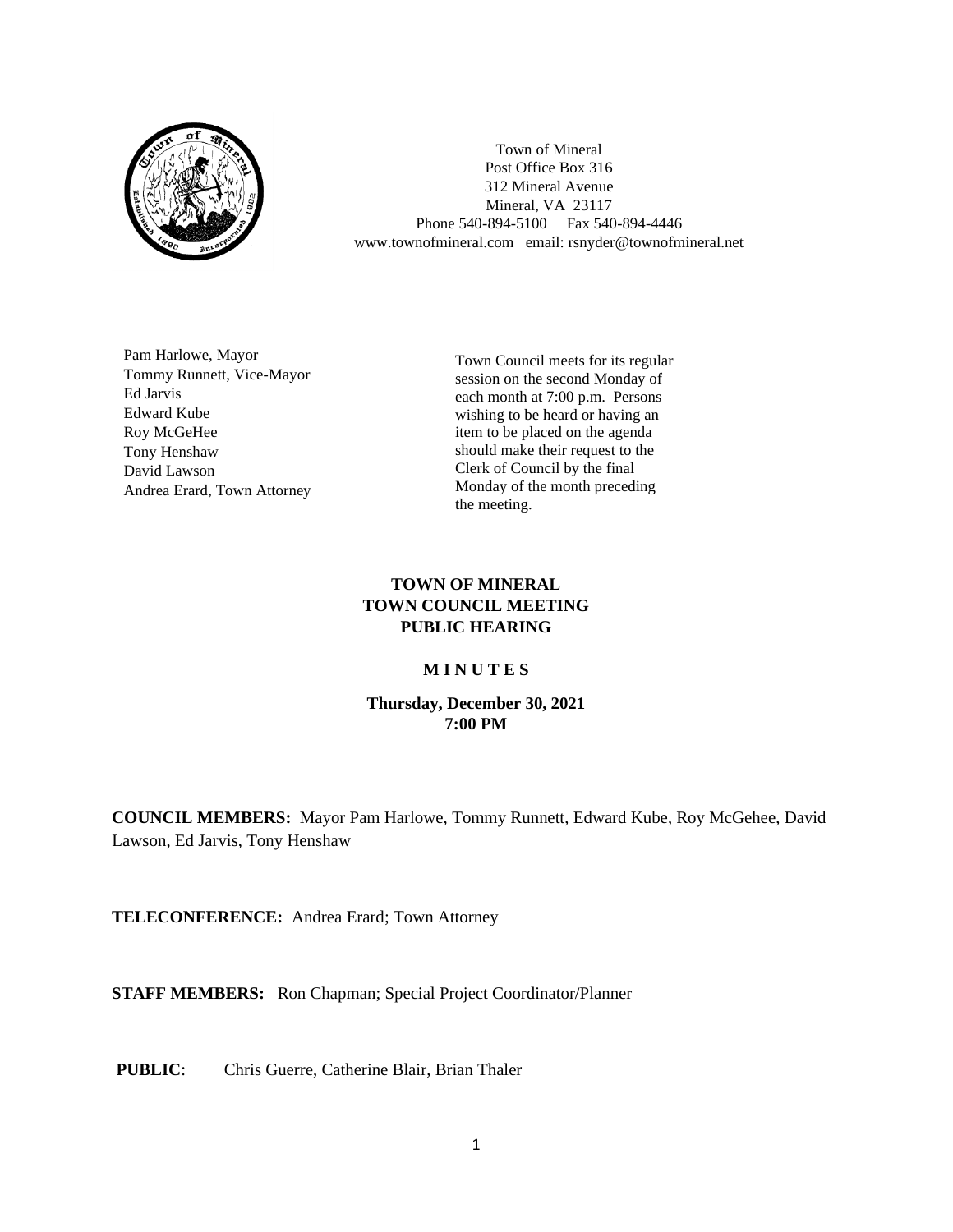Town of Mineral
Post Office Box 316
312 Mineral Avenue
Mineral, VA 23117
Phone 540-894-5100 Fax 540-894-4446
www.townofmineral.com email: rsnyder@townofmineral.net

Pam Harlowe, Mayor
Tommy Runnett, Vice-Mayor
Ed Jarvis
Edward Kube
Roy McGeHee
Tony Henshaw
David Lawson
Andrea Erard, Town Attorney

Town Council meets for its regular session on the second Monday of each month at 7:00 p.m. Persons wishing to be heard or having an item to be placed on the agenda should make their request to the Clerk of Council by the final Monday of the month preceding the meeting.

# TOWN OF MINERAL
# TOWN COUNCIL MEETING
# PUBLIC HEARING

## M I N U T E S

**Thursday, December 30, 2021**
**7:00 PM**

**COUNCIL MEMBERS:** Mayor Pam Harlowe, Tommy Runnett, Edward Kube, Roy McGehee, David Lawson, Ed Jarvis, Tony Henshaw

**TELECONFERENCE:** Andrea Erard; Town Attorney

**STAFF MEMBERS:** Ron Chapman; Special Project Coordinator/Planner

**PUBLIC**: Chris Guerre, Catherine Blair, Brian Thaler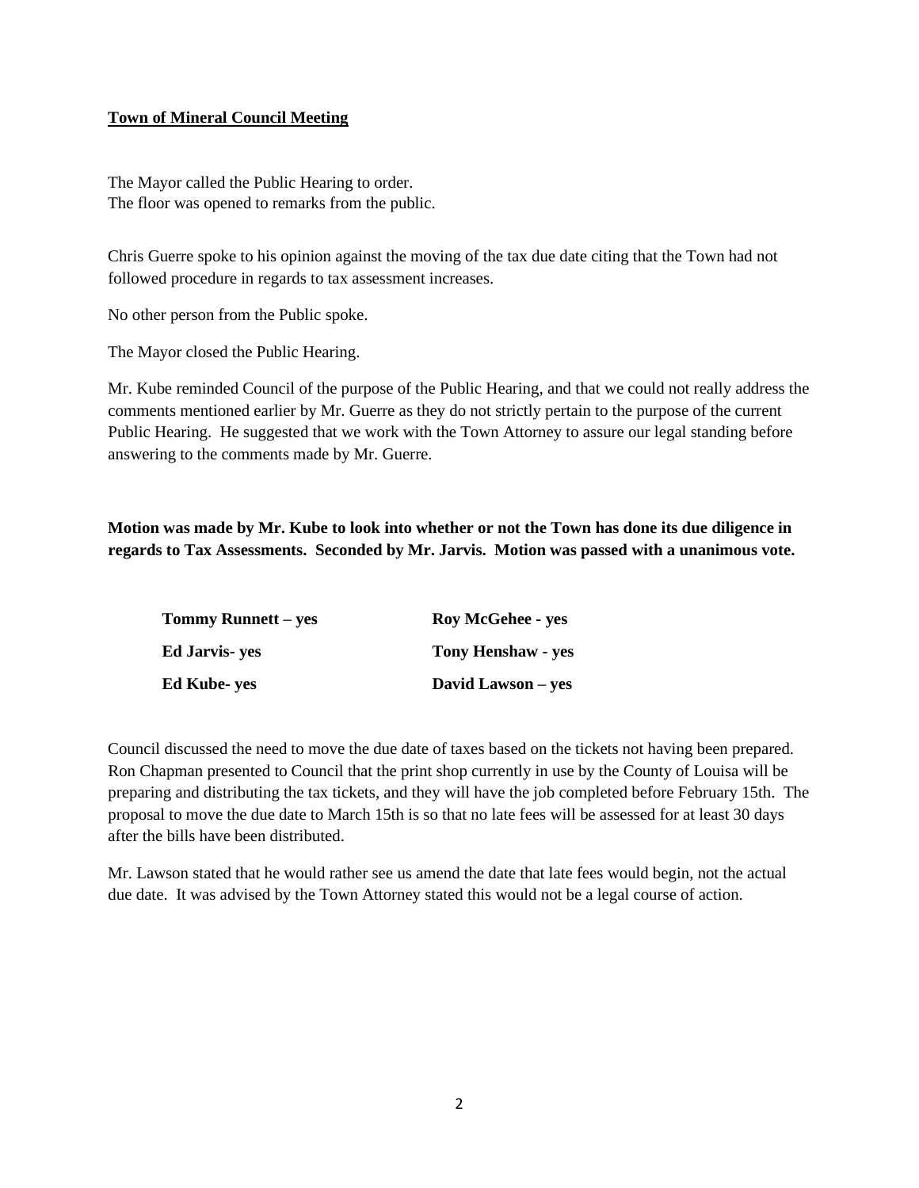**Town of Mineral Council Meeting**

The Mayor called the Public Hearing to order.
The floor was opened to remarks from the public.

Chris Guerre spoke to his opinion against the moving of the tax due date citing that the Town had not followed procedure in regards to tax assessment increases.

No other person from the Public spoke.

The Mayor closed the Public Hearing.

Mr. Kube reminded Council of the purpose of the Public Hearing, and that we could not really address the comments mentioned earlier by Mr. Guerre as they do not strictly pertain to the purpose of the current Public Hearing. He suggested that we work with the Town Attorney to assure our legal standing before answering to the comments made by Mr. Guerre.

**Motion was made by Mr. Kube to look into whether or not the Town has done its due diligence in regards to Tax Assessments. Seconded by Mr. Jarvis. Motion was passed with a unanimous vote.**

**Tommy Runnett – yes** | **Roy McGehee - yes**
**Ed Jarvis- yes** | **Tony Henshaw - yes**
**Ed Kube- yes** | **David Lawson – yes**

Council discussed the need to move the due date of taxes based on the tickets not having been prepared. Ron Chapman presented to Council that the print shop currently in use by the County of Louisa will be preparing and distributing the tax tickets, and they will have the job completed before February 15th. The proposal to move the due date to March 15th is so that no late fees will be assessed for at least 30 days after the bills have been distributed.

Mr. Lawson stated that he would rather see us amend the date that late fees would begin, not the actual due date. It was advised by the Town Attorney stated this would not be a legal course of action.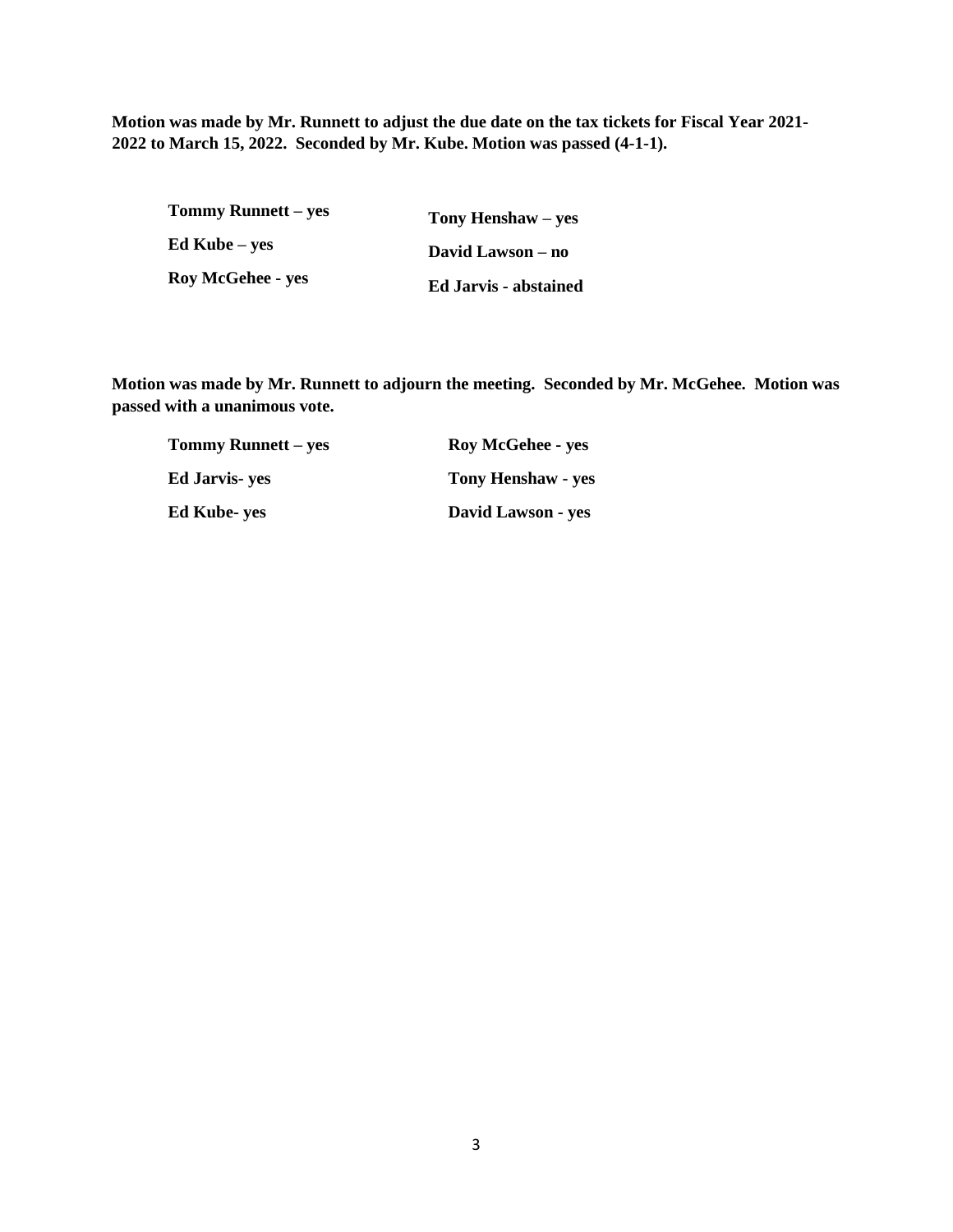**Motion was made by Mr. Runnett to adjust the due date on the tax tickets for Fiscal Year 2021-2022 to March 15, 2022. Seconded by Mr. Kube. Motion was passed (4-1-1).**

| | |
|---|---|
| **Tommy Runnett – yes** | **Tony Henshaw – yes** |
| **Ed Kube – yes** | **David Lawson – no** |
| **Roy McGehee - yes** | **Ed Jarvis - abstained** |

**Motion was made by Mr. Runnett to adjourn the meeting. Seconded by Mr. McGehee. Motion was passed with a unanimous vote.**

| | |
|---|---|
| **Tommy Runnett – yes** | **Roy McGehee - yes** |
| **Ed Jarvis- yes** | **Tony Henshaw - yes** |
| **Ed Kube- yes** | **David Lawson - yes** |